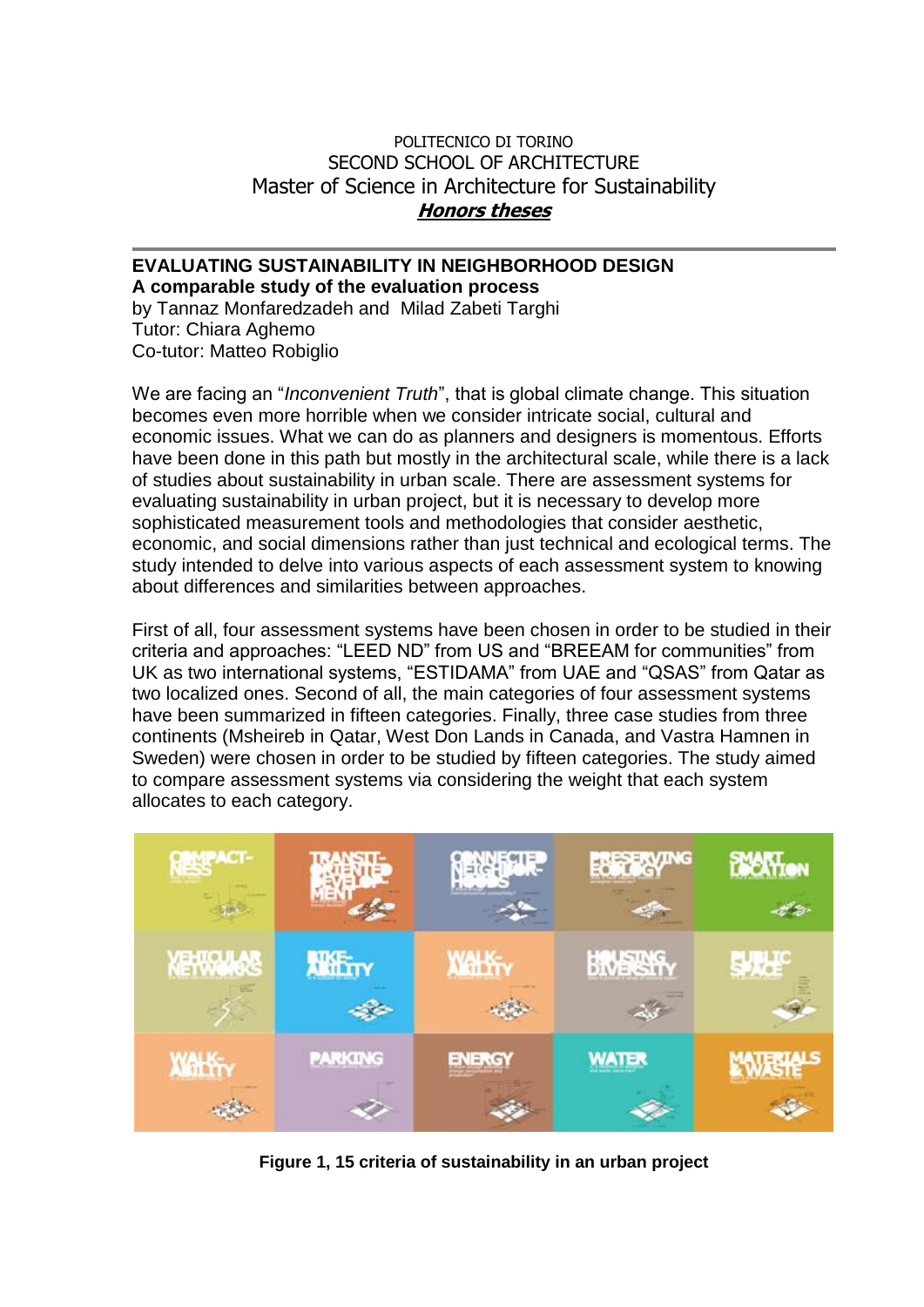POLITECNICO DI TORINO
SECOND SCHOOL OF ARCHITECTURE
Master of Science in Architecture for Sustainability
***Honors theses***

---

# EVALUATING SUSTAINABILITY IN NEIGHBORHOOD DESIGN

## A comparable study of the evaluation process

by Tannaz Monfaredzadeh and Milad Zabeti Targhi
Tutor: Chiara Aghemo
Co-tutor: Matteo Robiglio

We are facing an "*Inconvenient Truth*", that is global climate change. This situation becomes even more horrible when we consider intricate social, cultural and economic issues. What we can do as planners and designers is momentous. Efforts have been done in this path but mostly in the architectural scale, while there is a lack of studies about sustainability in urban scale. There are assessment systems for evaluating sustainability in urban project, but it is necessary to develop more sophisticated measurement tools and methodologies that consider aesthetic, economic, and social dimensions rather than just technical and ecological terms. The study intended to delve into various aspects of each assessment system to knowing about differences and similarities between approaches.

First of all, four assessment systems have been chosen in order to be studied in their criteria and approaches: "LEED ND" from US and "BREEAM for communities" from UK as two international systems, "ESTIDAMA" from UAE and "QSAS" from Qatar as two localized ones. Second of all, the main categories of four assessment systems have been summarized in fifteen categories. Finally, three case studies from three continents (Msheireb in Qatar, West Don Lands in Canada, and Vastra Hamnen in Sweden) were chosen in order to be studied by fifteen categories. The study aimed to compare assessment systems via considering the weight that each system allocates to each category.

**Figure 1, 15 criteria of sustainability in an urban project**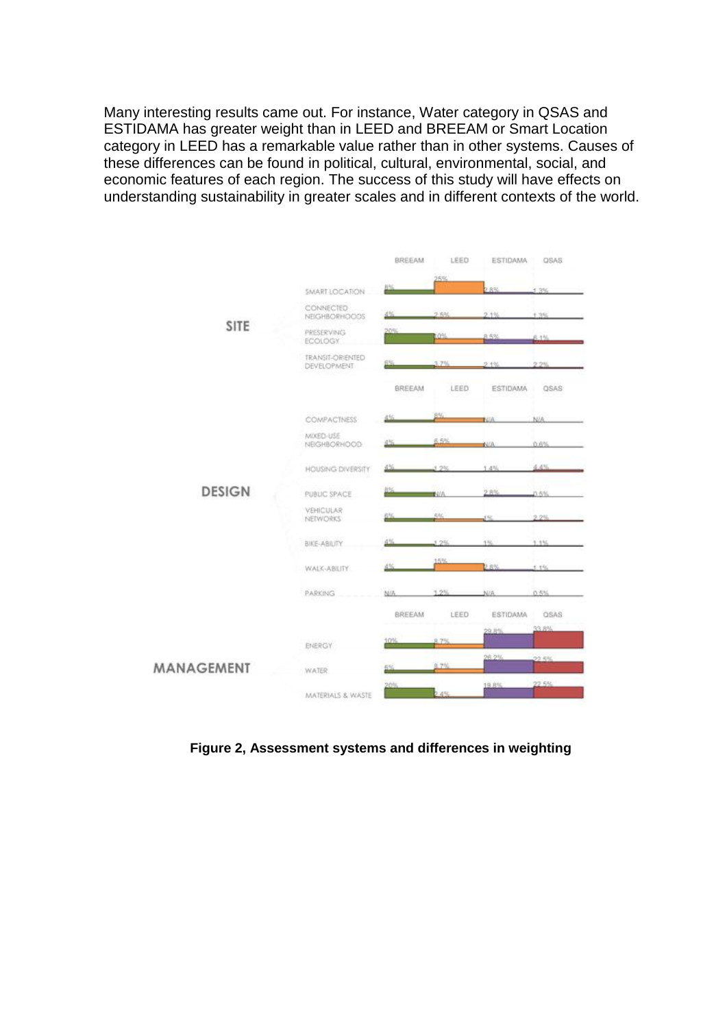Many interesting results came out. For instance, Water category in QSAS and ESTIDAMA has greater weight than in LEED and BREEAM or Smart Location category in LEED has a remarkable value rather than in other systems. Causes of these differences can be found in political, cultural, environmental, social, and economic features of each region. The success of this study will have effects on understanding sustainability in greater scales and in different contexts of the world.

| | | BREEAM | LEED | ESTIDAMA | QSAS |
|---|---|---|---|---|---|
| SITE | SMART LOCATION | 8% | 25% | 2.8% | 1.3% |
| | CONNECTED NEIGHBORHOODS | 4% | 2.5% | 2.1% | 1.3% |
| | PRESERVING ECOLOGY | 20% | 10% | 8.5% | 6.1% |
| | TRANSIT-ORIENTED DEVELOPMENT | 8% | 3.7% | 2.1% | 2.2% |
| DESIGN | COMPACTNESS | 4% | 8% | N/A | N/A |
| | MIXED-USE NEIGHBORHOOD | 4% | 6.5% | N/A | 0.6% |
| | HOUSING DIVERSITY | 4% | 1.2% | 1.4% | 4.4% |
| | PUBLIC SPACE | 8% | N/A | 2.8% | 0.5% |
| | VEHICULAR NETWORKS | 6% | 5% | 1% | 2.2% |
| | BIKE-ABILITY | 4% | 1.2% | 1% | 1.1% |
| | WALK-ABILITY | 4% | 15% | 2.8% | 1.1% |
| | PARKING | N/A | 1.2% | N/A | 0.5% |
| MANAGEMENT | ENERGY | 10% | 8.7% | 29.8% | 33.8% |
| | WATER | 6% | 8.7% | 26.2% | 22.5% |
| | MATERIALS & WASTE | 20% | 2.4% | 19.8% | 22.5% |

**Figure 2, Assessment systems and differences in weighting**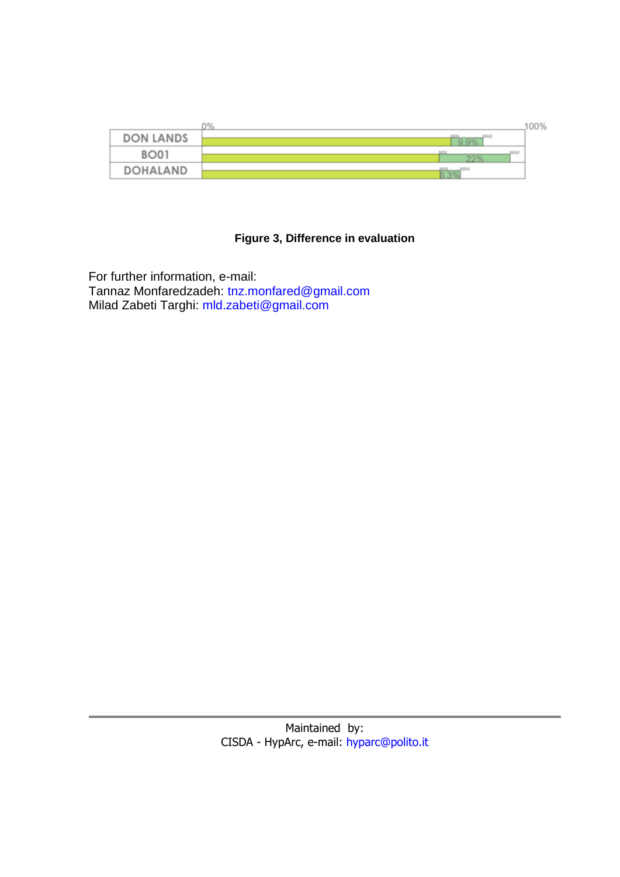0%

100%

DON LANDS

MIN MAX

9.9%

BO01

MIN MAX

22%

DOHALAND

MIN MAX

6.3%

**Figure 3, Difference in evaluation**

For further information, e-mail:
Tannaz Monfaredzadeh: tnz.monfared@gmail.com
Milad Zabeti Targhi: mld.zabeti@gmail.com

Maintained by:
CISDA - HypArc, e-mail: hyparc@polito.it